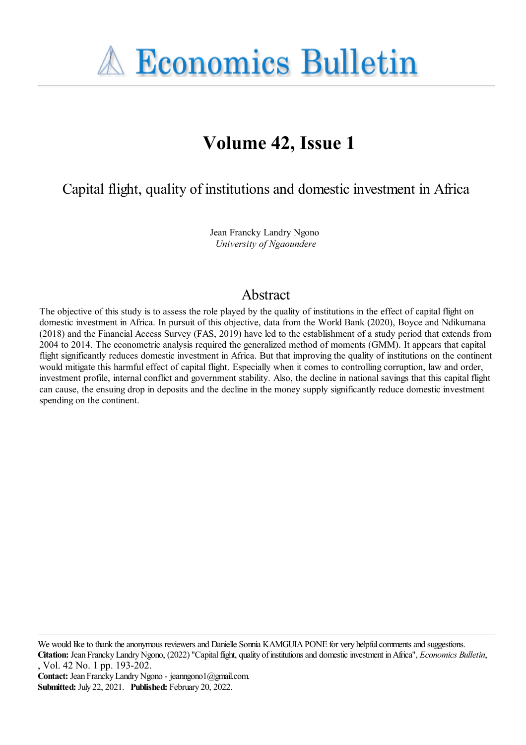# Economics Bulletin

## Volume 42, Issue 1

Capital flight, quality of institutions and domestic investment in Africa

Jean Francky Landry Ngono
*University of Ngaoundere*

## Abstract

The objective of this study is to assess the role played by the quality of institutions in the effect of capital flight on domestic investment in Africa. In pursuit of this objective, data from the World Bank (2020), Boyce and Ndikumana (2018) and the Financial Access Survey (FAS, 2019) have led to the establishment of a study period that extends from 2004 to 2014. The econometric analysis required the generalized method of moments (GMM). It appears that capital flight significantly reduces domestic investment in Africa. But that improving the quality of institutions on the continent would mitigate this harmful effect of capital flight. Especially when it comes to controlling corruption, law and order, investment profile, internal conflict and government stability. Also, the decline in national savings that this capital flight can cause, the ensuing drop in deposits and the decline in the money supply significantly reduce domestic investment spending on the continent.

---

We would like to thank the anonymous reviewers and Danielle Sonnia KAMGUIA PONE for very helpful comments and suggestions.
**Citation:** Jean Francky Landry Ngono, (2022) "Capital flight, quality of institutions and domestic investment in Africa", *Economics Bulletin*, , Vol. 42 No. 1 pp. 193-202.
**Contact:** Jean Francky Landry Ngono - jeanngono1@gmail.com.
**Submitted:** July 22, 2021. **Published:** February 20, 2022.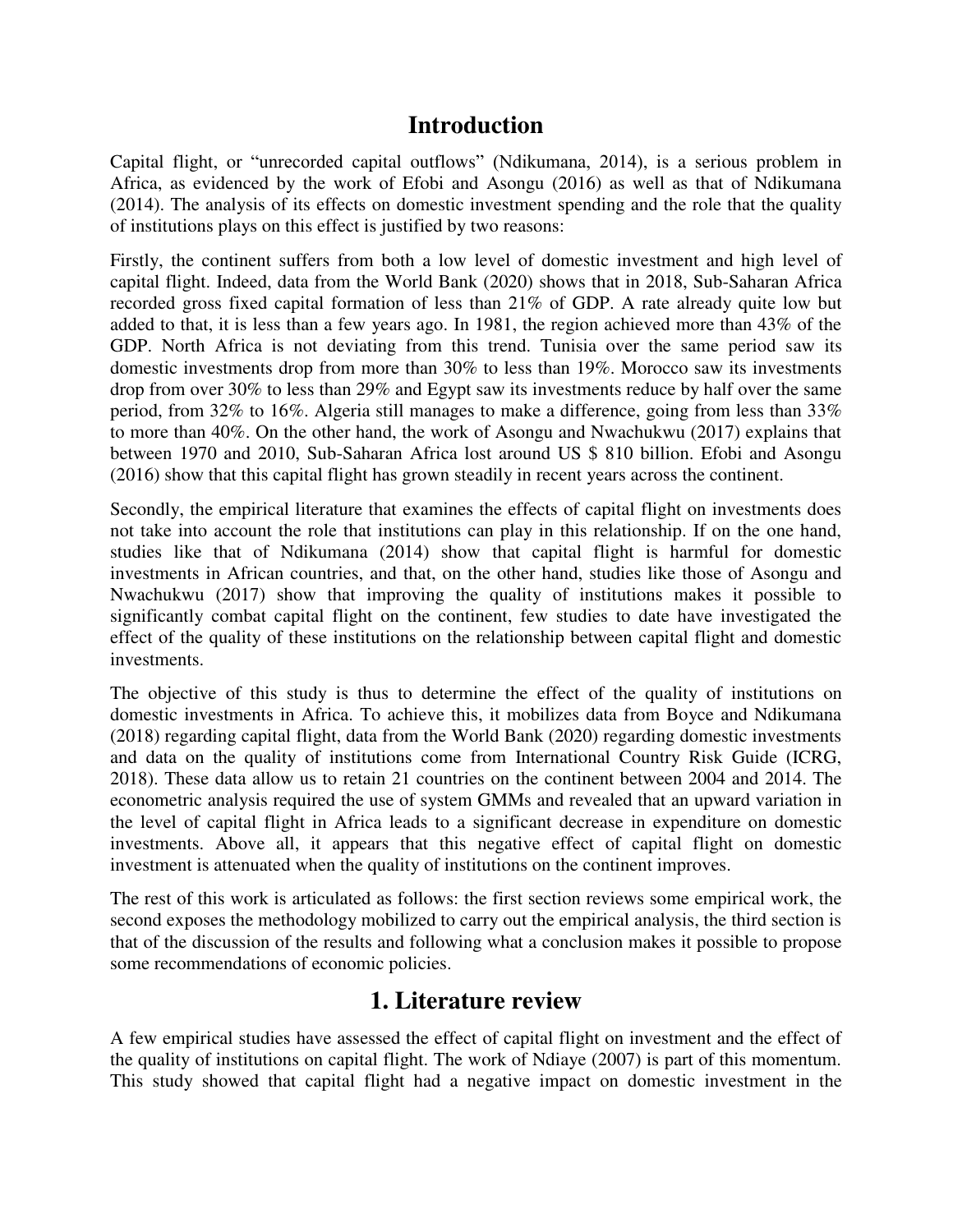# Introduction

Capital flight, or "unrecorded capital outflows" (Ndikumana, 2014), is a serious problem in Africa, as evidenced by the work of Efobi and Asongu (2016) as well as that of Ndikumana (2014). The analysis of its effects on domestic investment spending and the role that the quality of institutions plays on this effect is justified by two reasons:

Firstly, the continent suffers from both a low level of domestic investment and high level of capital flight. Indeed, data from the World Bank (2020) shows that in 2018, Sub-Saharan Africa recorded gross fixed capital formation of less than 21% of GDP. A rate already quite low but added to that, it is less than a few years ago. In 1981, the region achieved more than 43% of the GDP. North Africa is not deviating from this trend. Tunisia over the same period saw its domestic investments drop from more than 30% to less than 19%. Morocco saw its investments drop from over 30% to less than 29% and Egypt saw its investments reduce by half over the same period, from 32% to 16%. Algeria still manages to make a difference, going from less than 33% to more than 40%. On the other hand, the work of Asongu and Nwachukwu (2017) explains that between 1970 and 2010, Sub-Saharan Africa lost around US $ 810 billion. Efobi and Asongu (2016) show that this capital flight has grown steadily in recent years across the continent.

Secondly, the empirical literature that examines the effects of capital flight on investments does not take into account the role that institutions can play in this relationship. If on the one hand, studies like that of Ndikumana (2014) show that capital flight is harmful for domestic investments in African countries, and that, on the other hand, studies like those of Asongu and Nwachukwu (2017) show that improving the quality of institutions makes it possible to significantly combat capital flight on the continent, few studies to date have investigated the effect of the quality of these institutions on the relationship between capital flight and domestic investments.

The objective of this study is thus to determine the effect of the quality of institutions on domestic investments in Africa. To achieve this, it mobilizes data from Boyce and Ndikumana (2018) regarding capital flight, data from the World Bank (2020) regarding domestic investments and data on the quality of institutions come from International Country Risk Guide (ICRG, 2018). These data allow us to retain 21 countries on the continent between 2004 and 2014. The econometric analysis required the use of system GMMs and revealed that an upward variation in the level of capital flight in Africa leads to a significant decrease in expenditure on domestic investments. Above all, it appears that this negative effect of capital flight on domestic investment is attenuated when the quality of institutions on the continent improves.

The rest of this work is articulated as follows: the first section reviews some empirical work, the second exposes the methodology mobilized to carry out the empirical analysis, the third section is that of the discussion of the results and following what a conclusion makes it possible to propose some recommendations of economic policies.

# 1. Literature review

A few empirical studies have assessed the effect of capital flight on investment and the effect of the quality of institutions on capital flight. The work of Ndiaye (2007) is part of this momentum. This study showed that capital flight had a negative impact on domestic investment in the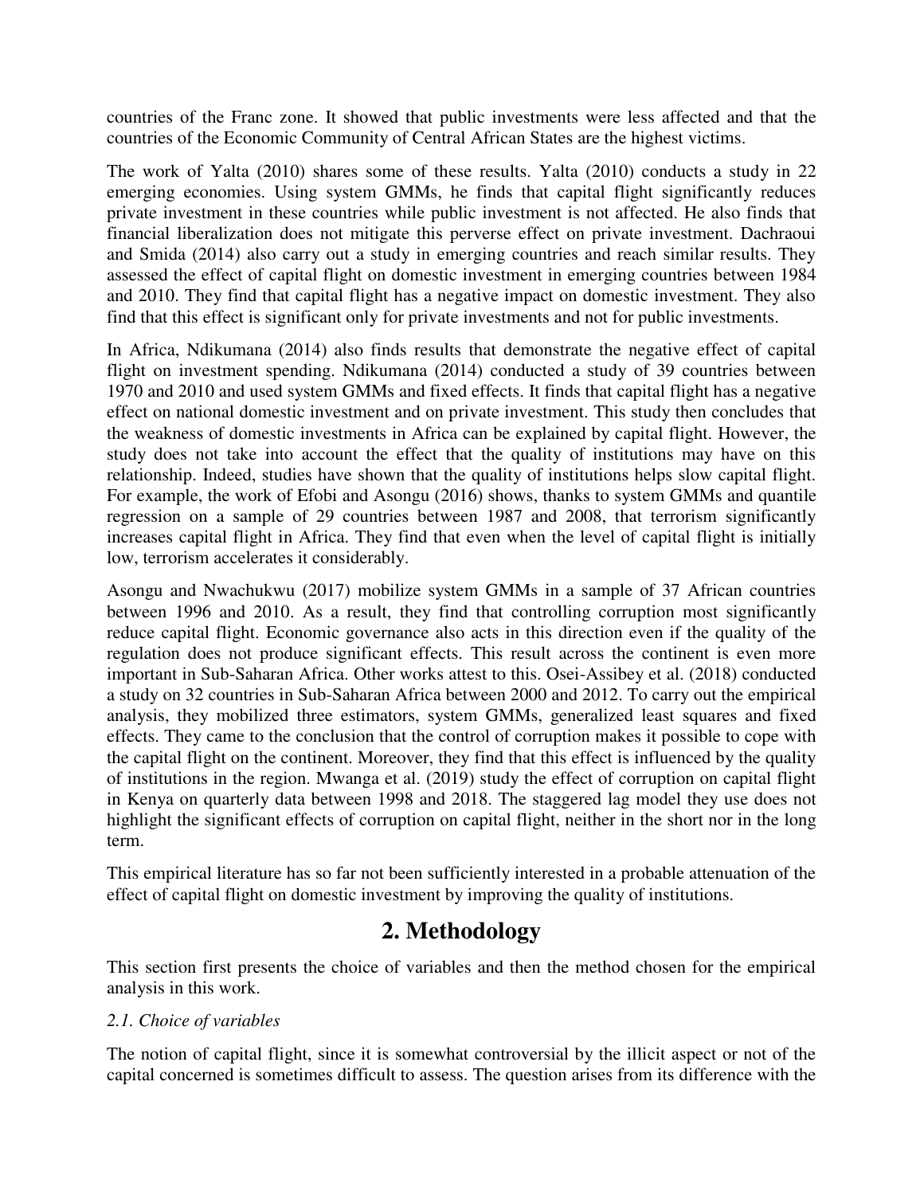countries of the Franc zone. It showed that public investments were less affected and that the countries of the Economic Community of Central African States are the highest victims.

The work of Yalta (2010) shares some of these results. Yalta (2010) conducts a study in 22 emerging economies. Using system GMMs, he finds that capital flight significantly reduces private investment in these countries while public investment is not affected. He also finds that financial liberalization does not mitigate this perverse effect on private investment. Dachraoui and Smida (2014) also carry out a study in emerging countries and reach similar results. They assessed the effect of capital flight on domestic investment in emerging countries between 1984 and 2010. They find that capital flight has a negative impact on domestic investment. They also find that this effect is significant only for private investments and not for public investments.

In Africa, Ndikumana (2014) also finds results that demonstrate the negative effect of capital flight on investment spending. Ndikumana (2014) conducted a study of 39 countries between 1970 and 2010 and used system GMMs and fixed effects. It finds that capital flight has a negative effect on national domestic investment and on private investment. This study then concludes that the weakness of domestic investments in Africa can be explained by capital flight. However, the study does not take into account the effect that the quality of institutions may have on this relationship. Indeed, studies have shown that the quality of institutions helps slow capital flight. For example, the work of Efobi and Asongu (2016) shows, thanks to system GMMs and quantile regression on a sample of 29 countries between 1987 and 2008, that terrorism significantly increases capital flight in Africa. They find that even when the level of capital flight is initially low, terrorism accelerates it considerably.

Asongu and Nwachukwu (2017) mobilize system GMMs in a sample of 37 African countries between 1996 and 2010. As a result, they find that controlling corruption most significantly reduce capital flight. Economic governance also acts in this direction even if the quality of the regulation does not produce significant effects. This result across the continent is even more important in Sub-Saharan Africa. Other works attest to this. Osei-Assibey et al. (2018) conducted a study on 32 countries in Sub-Saharan Africa between 2000 and 2012. To carry out the empirical analysis, they mobilized three estimators, system GMMs, generalized least squares and fixed effects. They came to the conclusion that the control of corruption makes it possible to cope with the capital flight on the continent. Moreover, they find that this effect is influenced by the quality of institutions in the region. Mwanga et al. (2019) study the effect of corruption on capital flight in Kenya on quarterly data between 1998 and 2018. The staggered lag model they use does not highlight the significant effects of corruption on capital flight, neither in the short nor in the long term.

This empirical literature has so far not been sufficiently interested in a probable attenuation of the effect of capital flight on domestic investment by improving the quality of institutions.

## 2. Methodology

This section first presents the choice of variables and then the method chosen for the empirical analysis in this work.

### *2.1. Choice of variables*

The notion of capital flight, since it is somewhat controversial by the illicit aspect or not of the capital concerned is sometimes difficult to assess. The question arises from its difference with the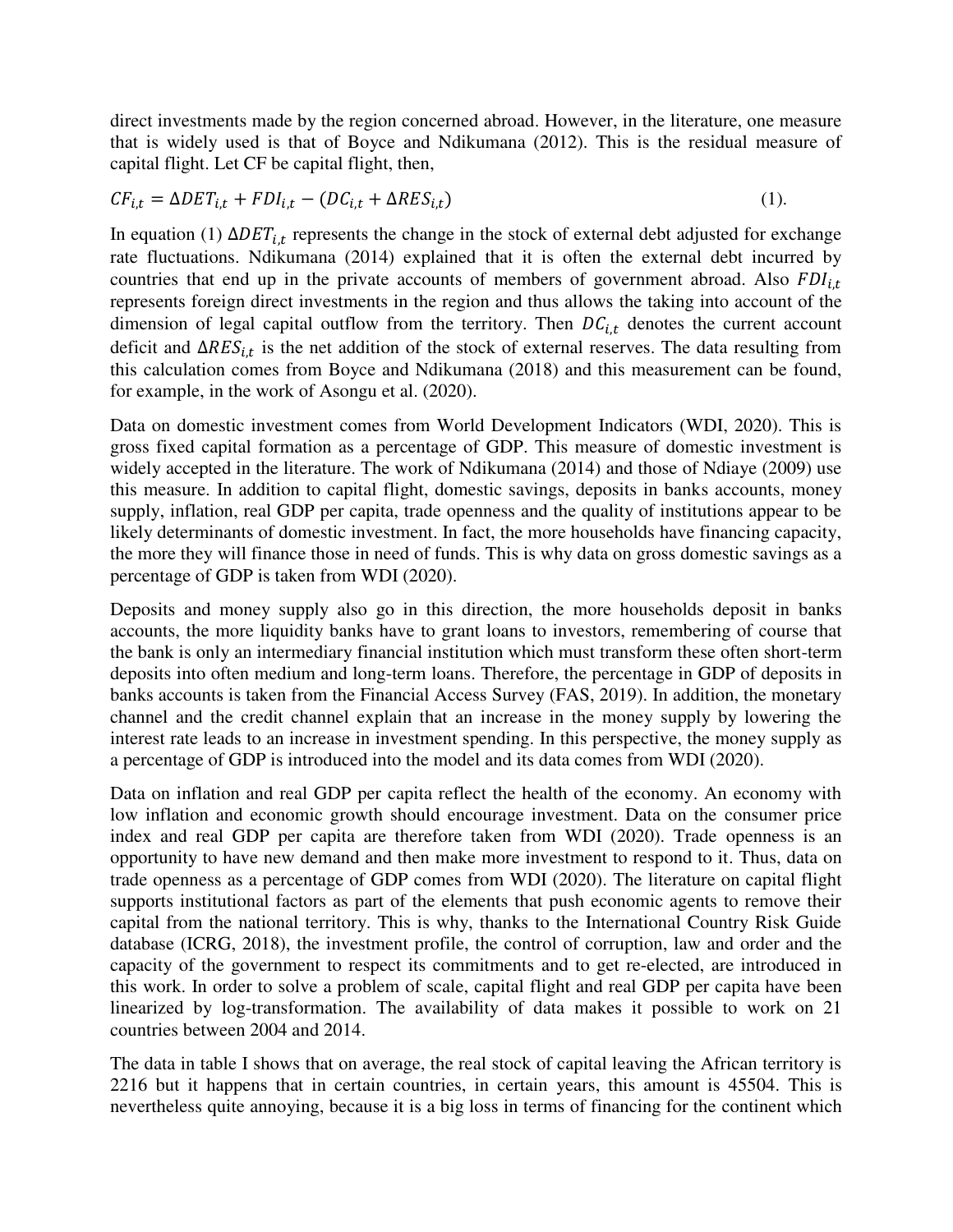direct investments made by the region concerned abroad. However, in the literature, one measure that is widely used is that of Boyce and Ndikumana (2012). This is the residual measure of capital flight. Let CF be capital flight, then,

$$CF_{i,t} = \Delta DET_{i,t} + FDI_{i,t} - (DC_{i,t} + \Delta RES_{i,t}) \quad (1).$$

In equation (1) $\Delta DET_{i,t}$ represents the change in the stock of external debt adjusted for exchange rate fluctuations. Ndikumana (2014) explained that it is often the external debt incurred by countries that end up in the private accounts of members of government abroad. Also $FDI_{i,t}$ represents foreign direct investments in the region and thus allows the taking into account of the dimension of legal capital outflow from the territory. Then $DC_{i,t}$ denotes the current account deficit and $\Delta RES_{i,t}$ is the net addition of the stock of external reserves. The data resulting from this calculation comes from Boyce and Ndikumana (2018) and this measurement can be found, for example, in the work of Asongu et al. (2020).

Data on domestic investment comes from World Development Indicators (WDI, 2020). This is gross fixed capital formation as a percentage of GDP. This measure of domestic investment is widely accepted in the literature. The work of Ndikumana (2014) and those of Ndiaye (2009) use this measure. In addition to capital flight, domestic savings, deposits in banks accounts, money supply, inflation, real GDP per capita, trade openness and the quality of institutions appear to be likely determinants of domestic investment. In fact, the more households have financing capacity, the more they will finance those in need of funds. This is why data on gross domestic savings as a percentage of GDP is taken from WDI (2020).

Deposits and money supply also go in this direction, the more households deposit in banks accounts, the more liquidity banks have to grant loans to investors, remembering of course that the bank is only an intermediary financial institution which must transform these often short-term deposits into often medium and long-term loans. Therefore, the percentage in GDP of deposits in banks accounts is taken from the Financial Access Survey (FAS, 2019). In addition, the monetary channel and the credit channel explain that an increase in the money supply by lowering the interest rate leads to an increase in investment spending. In this perspective, the money supply as a percentage of GDP is introduced into the model and its data comes from WDI (2020).

Data on inflation and real GDP per capita reflect the health of the economy. An economy with low inflation and economic growth should encourage investment. Data on the consumer price index and real GDP per capita are therefore taken from WDI (2020). Trade openness is an opportunity to have new demand and then make more investment to respond to it. Thus, data on trade openness as a percentage of GDP comes from WDI (2020). The literature on capital flight supports institutional factors as part of the elements that push economic agents to remove their capital from the national territory. This is why, thanks to the International Country Risk Guide database (ICRG, 2018), the investment profile, the control of corruption, law and order and the capacity of the government to respect its commitments and to get re-elected, are introduced in this work. In order to solve a problem of scale, capital flight and real GDP per capita have been linearized by log-transformation. The availability of data makes it possible to work on 21 countries between 2004 and 2014.

The data in table I shows that on average, the real stock of capital leaving the African territory is 2216 but it happens that in certain countries, in certain years, this amount is 45504. This is nevertheless quite annoying, because it is a big loss in terms of financing for the continent which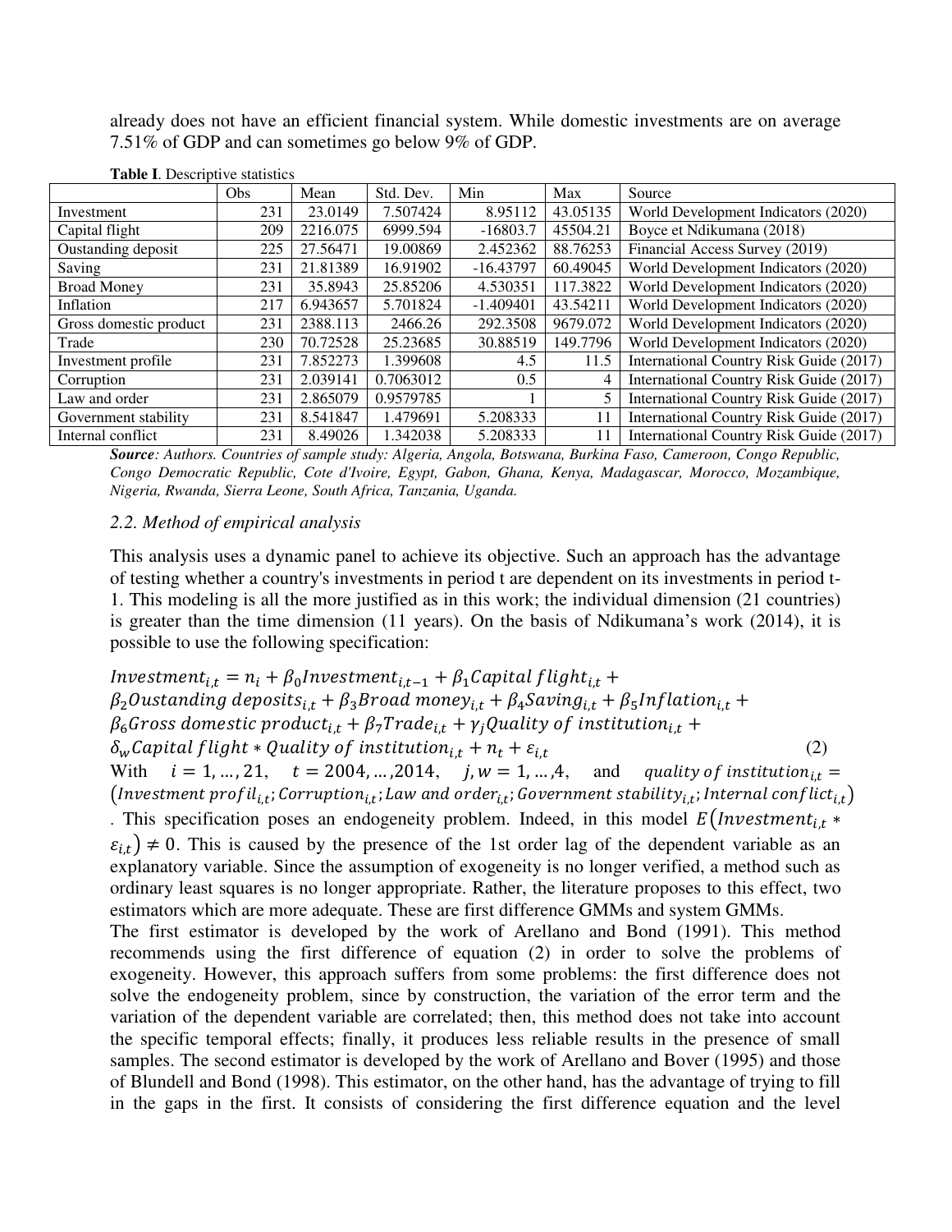already does not have an efficient financial system. While domestic investments are on average 7.51% of GDP and can sometimes go below 9% of GDP.

**Table I**. Descriptive statistics

| | Obs | Mean | Std. Dev. | Min | Max | Source |
|---|---|---|---|---|---|---|
| Investment | 231 | 23.0149 | 7.507424 | 8.95112 | 43.05135 | World Development Indicators (2020) |
| Capital flight | 209 | 2216.075 | 6999.594 | -16803.7 | 45504.21 | Boyce et Ndikumana (2018) |
| Oustanding deposit | 225 | 27.56471 | 19.00869 | 2.452362 | 88.76253 | Financial Access Survey (2019) |
| Saving | 231 | 21.81389 | 16.91902 | -16.43797 | 60.49045 | World Development Indicators (2020) |
| Broad Money | 231 | 35.8943 | 25.85206 | 4.530351 | 117.3822 | World Development Indicators (2020) |
| Inflation | 217 | 6.943657 | 5.701824 | -1.409401 | 43.54211 | World Development Indicators (2020) |
| Gross domestic product | 231 | 2388.113 | 2466.26 | 292.3508 | 9679.072 | World Development Indicators (2020) |
| Trade | 230 | 70.72528 | 25.23685 | 30.88519 | 149.7796 | World Development Indicators (2020) |
| Investment profile | 231 | 7.852273 | 1.399608 | 4.5 | 11.5 | International Country Risk Guide (2017) |
| Corruption | 231 | 2.039141 | 0.7063012 | 0.5 | 4 | International Country Risk Guide (2017) |
| Law and order | 231 | 2.865079 | 0.9579785 | 1 | 5 | International Country Risk Guide (2017) |
| Government stability | 231 | 8.541847 | 1.479691 | 5.208333 | 11 | International Country Risk Guide (2017) |
| Internal conflict | 231 | 8.49026 | 1.342038 | 5.208333 | 11 | International Country Risk Guide (2017) |

***Source**: Authors. Countries of sample study: Algeria, Angola, Botswana, Burkina Faso, Cameroon, Congo Republic, Congo Democratic Republic, Cote d'Ivoire, Egypt, Gabon, Ghana, Kenya, Madagascar, Morocco, Mozambique, Nigeria, Rwanda, Sierra Leone, South Africa, Tanzania, Uganda.*

### *2.2. Method of empirical analysis*

This analysis uses a dynamic panel to achieve its objective. Such an approach has the advantage of testing whether a country's investments in period t are dependent on its investments in period t-1. This modeling is all the more justified as in this work; the individual dimension (21 countries) is greater than the time dimension (11 years). On the basis of Ndikumana's work (2014), it is possible to use the following specification:

$$Investment_{i,t} = n_i + \beta_0 Investment_{i,t-1} + \beta_1 Capital\ flight_{i,t} + \beta_2 Oustanding\ deposits_{i,t} + \beta_3 Broad\ money_{i,t} + \beta_4 Saving_{i,t} + \beta_5 Inflation_{i,t} + \beta_6 Gross\ domestic\ product_{i,t} + \beta_7 Trade_{i,t} + \gamma_j Quality\ of\ institution_{i,t} + \delta_w Capital\ flight * Quality\ of\ institution_{i,t} + n_t + \varepsilon_{i,t} \quad (2)$$

With $i = 1, \ldots, 21$, $t = 2004, \ldots, 2014$, $j, w = 1, \ldots, 4$, and $quality\ of\ institution_{i,t} = (Investment\ profil_{i,t}; Corruption_{i,t}; Law\ and\ order_{i,t}; Government\ stability_{i,t}; Internal\ conflict_{i,t})$. This specification poses an endogeneity problem. Indeed, in this model $E(Investment_{i,t} * \varepsilon_{i,t}) \neq 0$. This is caused by the presence of the 1st order lag of the dependent variable as an explanatory variable. Since the assumption of exogeneity is no longer verified, a method such as ordinary least squares is no longer appropriate. Rather, the literature proposes to this effect, two estimators which are more adequate. These are first difference GMMs and system GMMs.

The first estimator is developed by the work of Arellano and Bond (1991). This method recommends using the first difference of equation (2) in order to solve the problems of exogeneity. However, this approach suffers from some problems: the first difference does not solve the endogeneity problem, since by construction, the variation of the error term and the variation of the dependent variable are correlated; then, this method does not take into account the specific temporal effects; finally, it produces less reliable results in the presence of small samples. The second estimator is developed by the work of Arellano and Bover (1995) and those of Blundell and Bond (1998). This estimator, on the other hand, has the advantage of trying to fill in the gaps in the first. It consists of considering the first difference equation and the level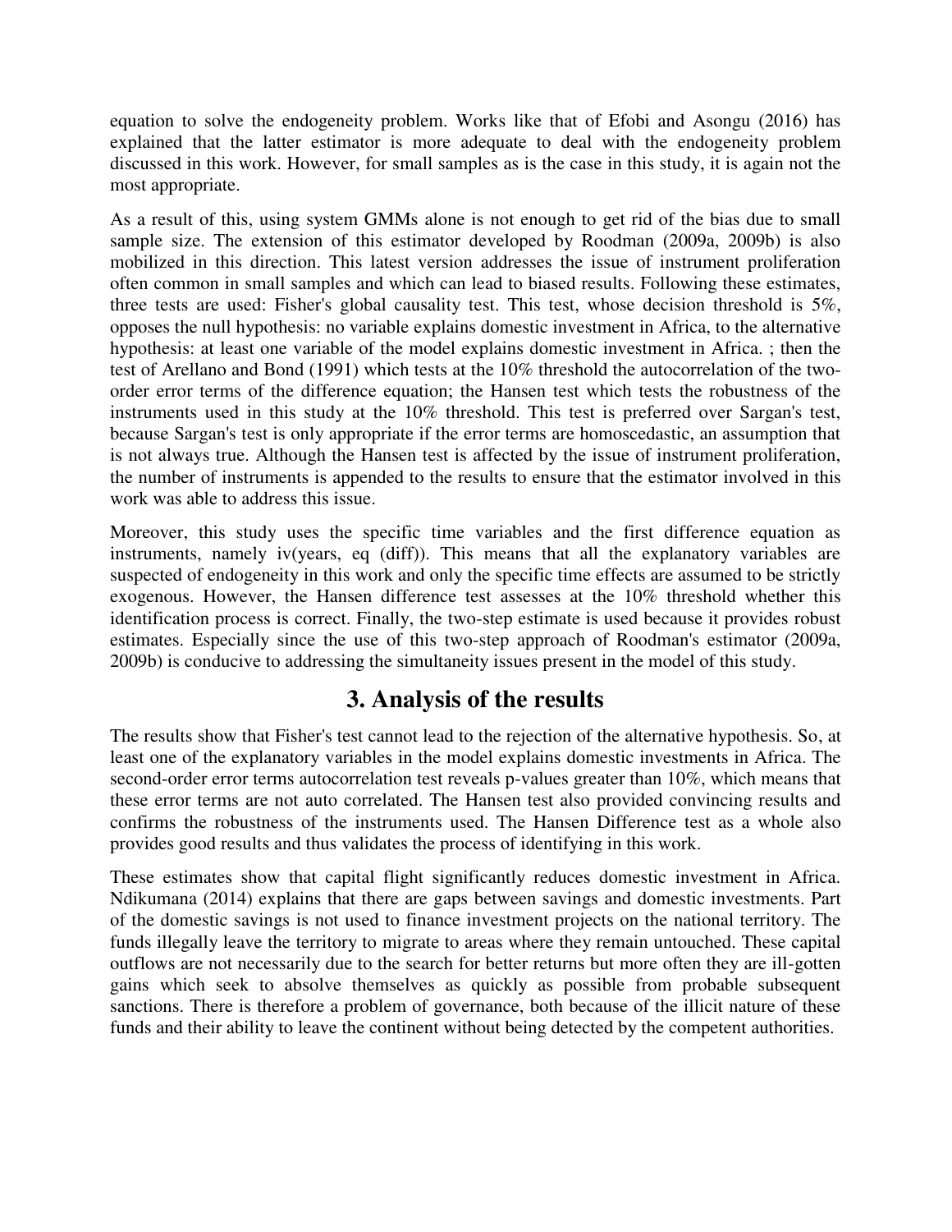equation to solve the endogeneity problem. Works like that of Efobi and Asongu (2016) has explained that the latter estimator is more adequate to deal with the endogeneity problem discussed in this work. However, for small samples as is the case in this study, it is again not the most appropriate.

As a result of this, using system GMMs alone is not enough to get rid of the bias due to small sample size. The extension of this estimator developed by Roodman (2009a, 2009b) is also mobilized in this direction. This latest version addresses the issue of instrument proliferation often common in small samples and which can lead to biased results. Following these estimates, three tests are used: Fisher's global causality test. This test, whose decision threshold is 5%, opposes the null hypothesis: no variable explains domestic investment in Africa, to the alternative hypothesis: at least one variable of the model explains domestic investment in Africa. ; then the test of Arellano and Bond (1991) which tests at the 10% threshold the autocorrelation of the two-order error terms of the difference equation; the Hansen test which tests the robustness of the instruments used in this study at the 10% threshold. This test is preferred over Sargan's test, because Sargan's test is only appropriate if the error terms are homoscedastic, an assumption that is not always true. Although the Hansen test is affected by the issue of instrument proliferation, the number of instruments is appended to the results to ensure that the estimator involved in this work was able to address this issue.

Moreover, this study uses the specific time variables and the first difference equation as instruments, namely iv(years, eq (diff)). This means that all the explanatory variables are suspected of endogeneity in this work and only the specific time effects are assumed to be strictly exogenous. However, the Hansen difference test assesses at the 10% threshold whether this identification process is correct. Finally, the two-step estimate is used because it provides robust estimates. Especially since the use of this two-step approach of Roodman's estimator (2009a, 2009b) is conducive to addressing the simultaneity issues present in the model of this study.

# 3. Analysis of the results

The results show that Fisher's test cannot lead to the rejection of the alternative hypothesis. So, at least one of the explanatory variables in the model explains domestic investments in Africa. The second-order error terms autocorrelation test reveals p-values greater than 10%, which means that these error terms are not auto correlated. The Hansen test also provided convincing results and confirms the robustness of the instruments used. The Hansen Difference test as a whole also provides good results and thus validates the process of identifying in this work.

These estimates show that capital flight significantly reduces domestic investment in Africa. Ndikumana (2014) explains that there are gaps between savings and domestic investments. Part of the domestic savings is not used to finance investment projects on the national territory. The funds illegally leave the territory to migrate to areas where they remain untouched. These capital outflows are not necessarily due to the search for better returns but more often they are ill-gotten gains which seek to absolve themselves as quickly as possible from probable subsequent sanctions. There is therefore a problem of governance, both because of the illicit nature of these funds and their ability to leave the continent without being detected by the competent authorities.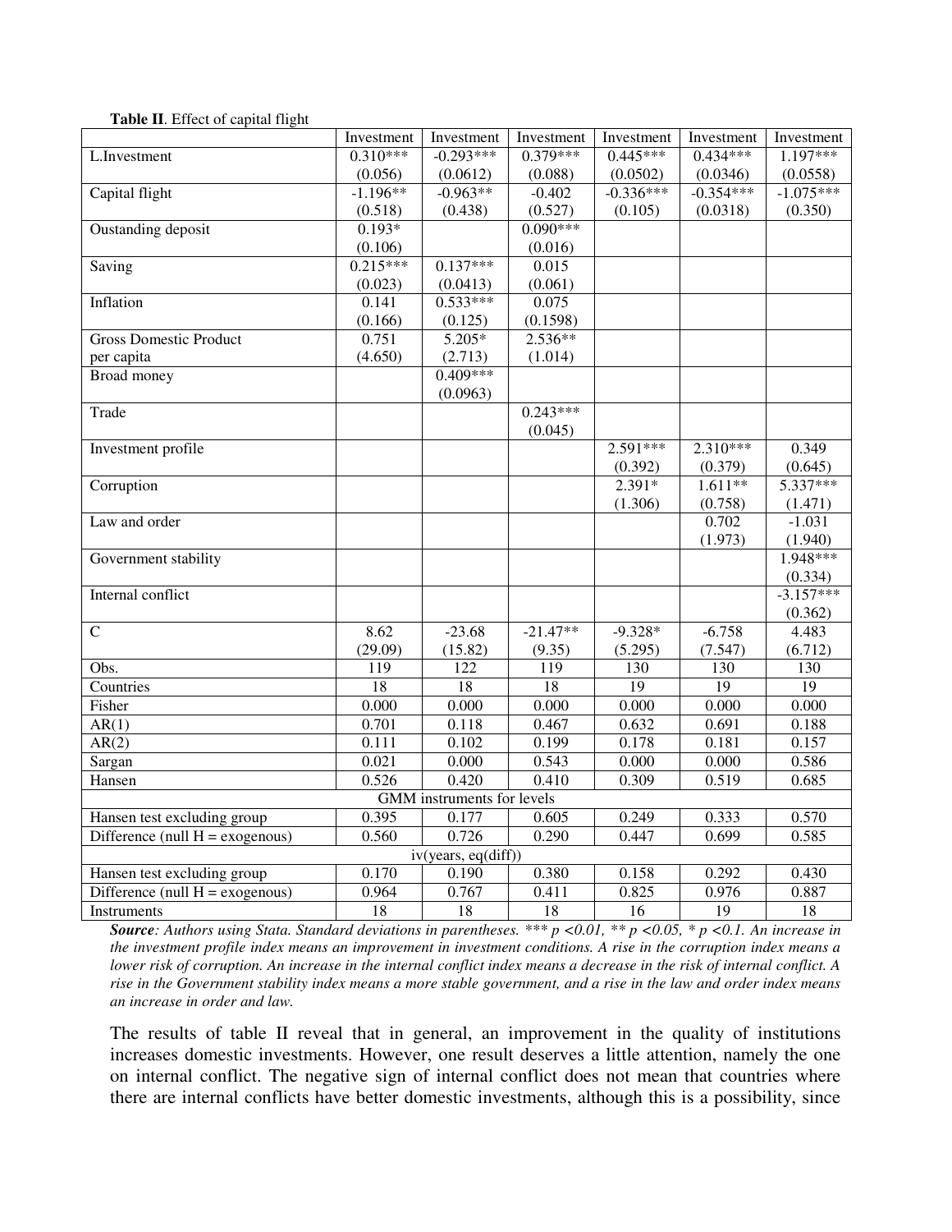**Table II**. Effect of capital flight

| | Investment | Investment | Investment | Investment | Investment | Investment |
|---|---|---|---|---|---|---|
| L.Investment | 0.310*** | -0.293*** | 0.379*** | 0.445*** | 0.434*** | 1.197*** |
| | (0.056) | (0.0612) | (0.088) | (0.0502) | (0.0346) | (0.0558) |
| Capital flight | -1.196** | -0.963** | -0.402 | -0.336*** | -0.354*** | -1.075*** |
| | (0.518) | (0.438) | (0.527) | (0.105) | (0.0318) | (0.350) |
| Oustanding deposit | 0.193* | | 0.090*** | | | |
| | (0.106) | | (0.016) | | | |
| Saving | 0.215*** | 0.137*** | 0.015 | | | |
| | (0.023) | (0.0413) | (0.061) | | | |
| Inflation | 0.141 | 0.533*** | 0.075 | | | |
| | (0.166) | (0.125) | (0.1598) | | | |
| Gross Domestic Product per capita | 0.751 | 5.205* | 2.536** | | | |
| | (4.650) | (2.713) | (1.014) | | | |
| Broad money | | 0.409*** | | | | |
| | | (0.0963) | | | | |
| Trade | | | 0.243*** | | | |
| | | | (0.045) | | | |
| Investment profile | | | | 2.591*** | 2.310*** | 0.349 |
| | | | | (0.392) | (0.379) | (0.645) |
| Corruption | | | | 2.391* | 1.611** | 5.337*** |
| | | | | (1.306) | (0.758) | (1.471) |
| Law and order | | | | | 0.702 | -1.031 |
| | | | | | (1.973) | (1.940) |
| Government stability | | | | | | 1.948*** |
| | | | | | | (0.334) |
| Internal conflict | | | | | | -3.157*** |
| | | | | | | (0.362) |
| C | 8.62 | -23.68 | -21.47** | -9.328* | -6.758 | 4.483 |
| | (29.09) | (15.82) | (9.35) | (5.295) | (7.547) | (6.712) |
| Obs. | 119 | 122 | 119 | 130 | 130 | 130 |
| Countries | 18 | 18 | 18 | 19 | 19 | 19 |
| Fisher | 0.000 | 0.000 | 0.000 | 0.000 | 0.000 | 0.000 |
| AR(1) | 0.701 | 0.118 | 0.467 | 0.632 | 0.691 | 0.188 |
| AR(2) | 0.111 | 0.102 | 0.199 | 0.178 | 0.181 | 0.157 |
| Sargan | 0.021 | 0.000 | 0.543 | 0.000 | 0.000 | 0.586 |
| Hansen | 0.526 | 0.420 | 0.410 | 0.309 | 0.519 | 0.685 |
| GMM instruments for levels | | | | | | |
| Hansen test excluding group | 0.395 | 0.177 | 0.605 | 0.249 | 0.333 | 0.570 |
| Difference (null H = exogenous) | 0.560 | 0.726 | 0.290 | 0.447 | 0.699 | 0.585 |
| iv(years, eq(diff)) | | | | | | |
| Hansen test excluding group | 0.170 | 0.190 | 0.380 | 0.158 | 0.292 | 0.430 |
| Difference (null H = exogenous) | 0.964 | 0.767 | 0.411 | 0.825 | 0.976 | 0.887 |
| Instruments | 18 | 18 | 18 | 16 | 19 | 18 |

***Source**: Authors using Stata. Standard deviations in parentheses. *** p <0.01, ** p <0.05, * p <0.1. An increase in the investment profile index means an improvement in investment conditions. A rise in the corruption index means a lower risk of corruption. An increase in the internal conflict index means a decrease in the risk of internal conflict. A rise in the Government stability index means a more stable government, and a rise in the law and order index means an increase in order and law.*

The results of table II reveal that in general, an improvement in the quality of institutions increases domestic investments. However, one result deserves a little attention, namely the one on internal conflict. The negative sign of internal conflict does not mean that countries where there are internal conflicts have better domestic investments, although this is a possibility, since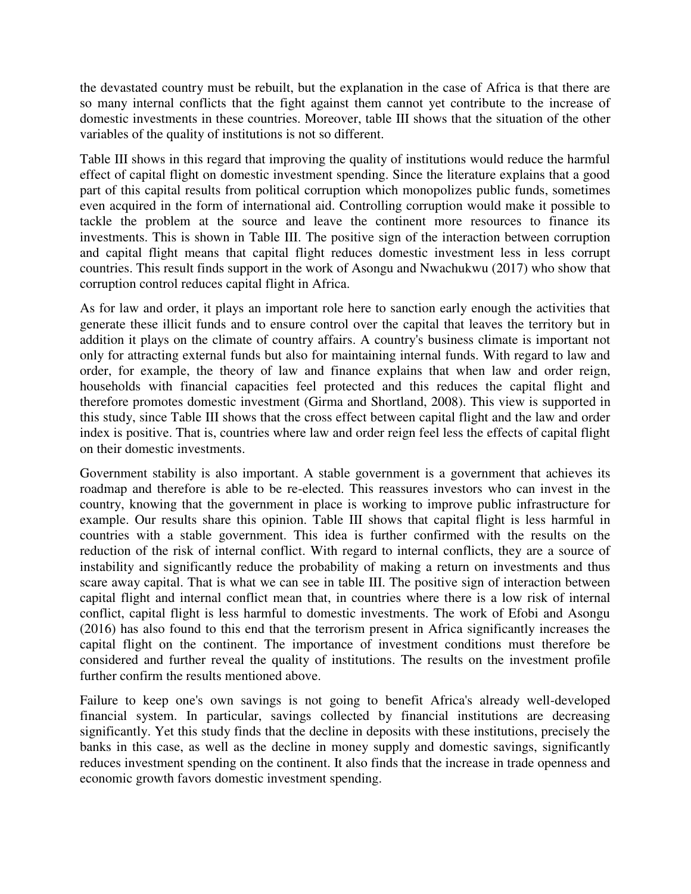the devastated country must be rebuilt, but the explanation in the case of Africa is that there are so many internal conflicts that the fight against them cannot yet contribute to the increase of domestic investments in these countries. Moreover, table III shows that the situation of the other variables of the quality of institutions is not so different.

Table III shows in this regard that improving the quality of institutions would reduce the harmful effect of capital flight on domestic investment spending. Since the literature explains that a good part of this capital results from political corruption which monopolizes public funds, sometimes even acquired in the form of international aid. Controlling corruption would make it possible to tackle the problem at the source and leave the continent more resources to finance its investments. This is shown in Table III. The positive sign of the interaction between corruption and capital flight means that capital flight reduces domestic investment less in less corrupt countries. This result finds support in the work of Asongu and Nwachukwu (2017) who show that corruption control reduces capital flight in Africa.

As for law and order, it plays an important role here to sanction early enough the activities that generate these illicit funds and to ensure control over the capital that leaves the territory but in addition it plays on the climate of country affairs. A country's business climate is important not only for attracting external funds but also for maintaining internal funds. With regard to law and order, for example, the theory of law and finance explains that when law and order reign, households with financial capacities feel protected and this reduces the capital flight and therefore promotes domestic investment (Girma and Shortland, 2008). This view is supported in this study, since Table III shows that the cross effect between capital flight and the law and order index is positive. That is, countries where law and order reign feel less the effects of capital flight on their domestic investments.

Government stability is also important. A stable government is a government that achieves its roadmap and therefore is able to be re-elected. This reassures investors who can invest in the country, knowing that the government in place is working to improve public infrastructure for example. Our results share this opinion. Table III shows that capital flight is less harmful in countries with a stable government. This idea is further confirmed with the results on the reduction of the risk of internal conflict. With regard to internal conflicts, they are a source of instability and significantly reduce the probability of making a return on investments and thus scare away capital. That is what we can see in table III. The positive sign of interaction between capital flight and internal conflict mean that, in countries where there is a low risk of internal conflict, capital flight is less harmful to domestic investments. The work of Efobi and Asongu (2016) has also found to this end that the terrorism present in Africa significantly increases the capital flight on the continent. The importance of investment conditions must therefore be considered and further reveal the quality of institutions. The results on the investment profile further confirm the results mentioned above.

Failure to keep one's own savings is not going to benefit Africa's already well-developed financial system. In particular, savings collected by financial institutions are decreasing significantly. Yet this study finds that the decline in deposits with these institutions, precisely the banks in this case, as well as the decline in money supply and domestic savings, significantly reduces investment spending on the continent. It also finds that the increase in trade openness and economic growth favors domestic investment spending.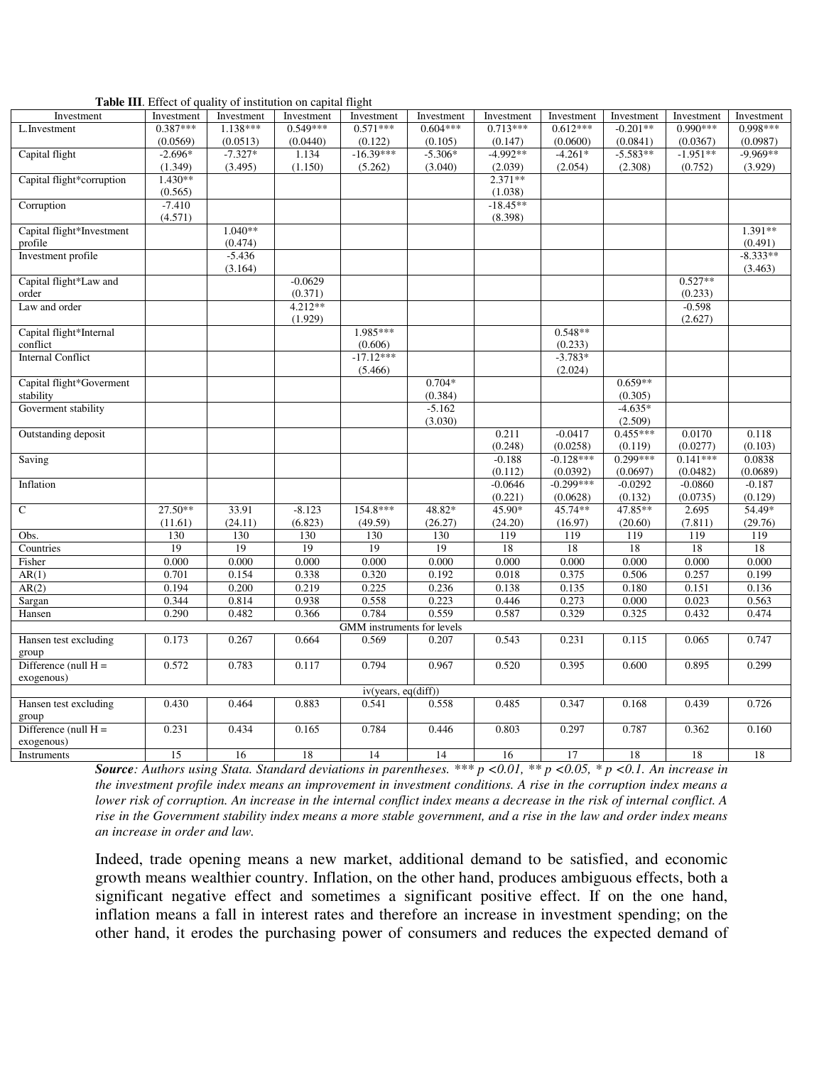**Table III**. Effect of quality of institution on capital flight

| Investment | Investment | Investment | Investment | Investment | Investment | Investment | Investment | Investment | Investment | Investment |
|---|---|---|---|---|---|---|---|---|---|---|
| L.Investment | 0.387*** | 1.138*** | 0.549*** | 0.571*** | 0.604*** | 0.713*** | 0.612*** | -0.201** | 0.990*** | 0.998*** |
| | (0.0569) | (0.0513) | (0.0440) | (0.122) | (0.105) | (0.147) | (0.0600) | (0.0841) | (0.0367) | (0.0987) |
| Capital flight | -2.696* | -7.327* | 1.134 | -16.39*** | -5.306* | -4.992** | -4.261* | -5.583** | -1.951** | -9.969** |
| | (1.349) | (3.495) | (1.150) | (5.262) | (3.040) | (2.039) | (2.054) | (2.308) | (0.752) | (3.929) |
| Capital flight*corruption | 1.430** | | | | | 2.371** | | | | |
| | (0.565) | | | | | (1.038) | | | | |
| Corruption | -7.410 | | | | | -18.45** | | | | |
| | (4.571) | | | | | (8.398) | | | | |
| Capital flight*Investment profile | | 1.040** | | | | | | | | 1.391** |
| | | (0.474) | | | | | | | | (0.491) |
| Investment profile | | -5.436 | | | | | | | | -8.333** |
| | | (3.164) | | | | | | | | (3.463) |
| Capital flight*Law and order | | | -0.0629 | | | | | | 0.527** | |
| | | | (0.371) | | | | | | (0.233) | |
| Law and order | | | 4.212** | | | | | | -0.598 | |
| | | | (1.929) | | | | | | (2.627) | |
| Capital flight*Internal conflict | | | | 1.985*** | | | 0.548** | | | |
| | | | | (0.606) | | | (0.233) | | | |
| Internal Conflict | | | | -17.12*** | | | -3.783* | | | |
| | | | | (5.466) | | | (2.024) | | | |
| Capital flight*Goverment stability | | | | | 0.704* | | | 0.659** | | |
| | | | | | (0.384) | | | (0.305) | | |
| Goverment stability | | | | | -5.162 | | | -4.635* | | |
| | | | | | (3.030) | | | (2.509) | | |
| Outstanding deposit | | | | | | 0.211 | -0.0417 | 0.455*** | 0.0170 | 0.118 |
| | | | | | | (0.248) | (0.0258) | (0.119) | (0.0277) | (0.103) |
| Saving | | | | | | -0.188 | -0.128*** | 0.299*** | 0.141*** | 0.0838 |
| | | | | | | (0.112) | (0.0392) | (0.0697) | (0.0482) | (0.0689) |
| Inflation | | | | | | -0.0646 | -0.299*** | -0.0292 | -0.0860 | -0.187 |
| | | | | | | (0.221) | (0.0628) | (0.132) | (0.0735) | (0.129) |
| C | 27.50** | 33.91 | -8.123 | 154.8*** | 48.82* | 45.90* | 45.74** | 47.85** | 2.695 | 54.49* |
| | (11.61) | (24.11) | (6.823) | (49.59) | (26.27) | (24.20) | (16.97) | (20.60) | (7.811) | (29.76) |
| Obs. | 130 | 130 | 130 | 130 | 130 | 119 | 119 | 119 | 119 | 119 |
| Countries | 19 | 19 | 19 | 19 | 19 | 18 | 18 | 18 | 18 | 18 |
| Fisher | 0.000 | 0.000 | 0.000 | 0.000 | 0.000 | 0.000 | 0.000 | 0.000 | 0.000 | 0.000 |
| AR(1) | 0.701 | 0.154 | 0.338 | 0.320 | 0.192 | 0.018 | 0.375 | 0.506 | 0.257 | 0.199 |
| AR(2) | 0.194 | 0.200 | 0.219 | 0.225 | 0.236 | 0.138 | 0.135 | 0.180 | 0.151 | 0.136 |
| Sargan | 0.344 | 0.814 | 0.938 | 0.558 | 0.223 | 0.446 | 0.273 | 0.000 | 0.023 | 0.563 |
| Hansen | 0.290 | 0.482 | 0.366 | 0.784 | 0.559 | 0.587 | 0.329 | 0.325 | 0.432 | 0.474 |
| GMM instruments for levels | | | | | | | | | | |
| Hansen test excluding group | 0.173 | 0.267 | 0.664 | 0.569 | 0.207 | 0.543 | 0.231 | 0.115 | 0.065 | 0.747 |
| Difference (null H = exogenous) | 0.572 | 0.783 | 0.117 | 0.794 | 0.967 | 0.520 | 0.395 | 0.600 | 0.895 | 0.299 |
| iv(years, eq(diff)) | | | | | | | | | | |
| Hansen test excluding group | 0.430 | 0.464 | 0.883 | 0.541 | 0.558 | 0.485 | 0.347 | 0.168 | 0.439 | 0.726 |
| Difference (null H = exogenous) | 0.231 | 0.434 | 0.165 | 0.784 | 0.446 | 0.803 | 0.297 | 0.787 | 0.362 | 0.160 |
| Instruments | 15 | 16 | 18 | 14 | 14 | 16 | 17 | 18 | 18 | 18 |

***Source****: Authors using Stata. Standard deviations in parentheses. \*\*\* p <0.01, \*\* p <0.05, \* p <0.1. An increase in the investment profile index means an improvement in investment conditions. A rise in the corruption index means a lower risk of corruption. An increase in the internal conflict index means a decrease in the risk of internal conflict. A rise in the Government stability index means a more stable government, and a rise in the law and order index means an increase in order and law.*

Indeed, trade opening means a new market, additional demand to be satisfied, and economic growth means wealthier country. Inflation, on the other hand, produces ambiguous effects, both a significant negative effect and sometimes a significant positive effect. If on the one hand, inflation means a fall in interest rates and therefore an increase in investment spending; on the other hand, it erodes the purchasing power of consumers and reduces the expected demand of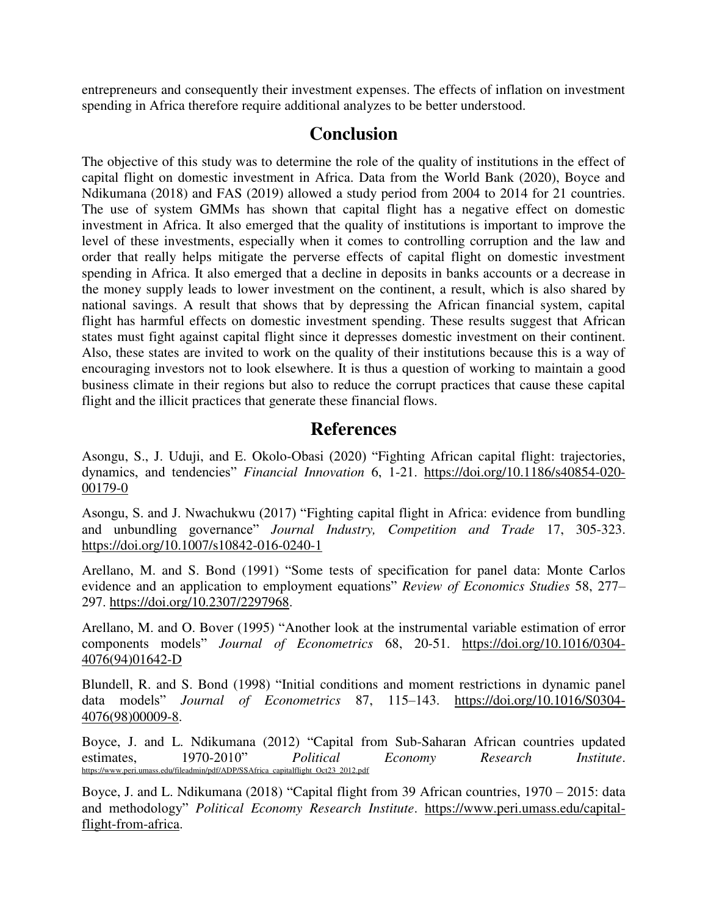entrepreneurs and consequently their investment expenses. The effects of inflation on investment spending in Africa therefore require additional analyzes to be better understood.

## Conclusion

The objective of this study was to determine the role of the quality of institutions in the effect of capital flight on domestic investment in Africa. Data from the World Bank (2020), Boyce and Ndikumana (2018) and FAS (2019) allowed a study period from 2004 to 2014 for 21 countries. The use of system GMMs has shown that capital flight has a negative effect on domestic investment in Africa. It also emerged that the quality of institutions is important to improve the level of these investments, especially when it comes to controlling corruption and the law and order that really helps mitigate the perverse effects of capital flight on domestic investment spending in Africa. It also emerged that a decline in deposits in banks accounts or a decrease in the money supply leads to lower investment on the continent, a result, which is also shared by national savings. A result that shows that by depressing the African financial system, capital flight has harmful effects on domestic investment spending. These results suggest that African states must fight against capital flight since it depresses domestic investment on their continent. Also, these states are invited to work on the quality of their institutions because this is a way of encouraging investors not to look elsewhere. It is thus a question of working to maintain a good business climate in their regions but also to reduce the corrupt practices that cause these capital flight and the illicit practices that generate these financial flows.

## References

Asongu, S., J. Uduji, and E. Okolo-Obasi (2020) "Fighting African capital flight: trajectories, dynamics, and tendencies" *Financial Innovation* 6, 1-21. https://doi.org/10.1186/s40854-020-00179-0

Asongu, S. and J. Nwachukwu (2017) "Fighting capital flight in Africa: evidence from bundling and unbundling governance" *Journal Industry, Competition and Trade* 17, 305-323. https://doi.org/10.1007/s10842-016-0240-1

Arellano, M. and S. Bond (1991) "Some tests of specification for panel data: Monte Carlos evidence and an application to employment equations" *Review of Economics Studies* 58, 277–297. https://doi.org/10.2307/2297968.

Arellano, M. and O. Bover (1995) "Another look at the instrumental variable estimation of error components models" *Journal of Econometrics* 68, 20-51. https://doi.org/10.1016/0304-4076(94)01642-D

Blundell, R. and S. Bond (1998) "Initial conditions and moment restrictions in dynamic panel data models" *Journal of Econometrics* 87, 115–143. https://doi.org/10.1016/S0304-4076(98)00009-8.

Boyce, J. and L. Ndikumana (2012) "Capital from Sub-Saharan African countries updated estimates, 1970-2010" *Political Economy Research Institute*. https://www.peri.umass.edu/fileadmin/pdf/ADP/SSAfrica_capitalflight_Oct23_2012.pdf

Boyce, J. and L. Ndikumana (2018) "Capital flight from 39 African countries, 1970 – 2015: data and methodology" *Political Economy Research Institute*. https://www.peri.umass.edu/capital-flight-from-africa.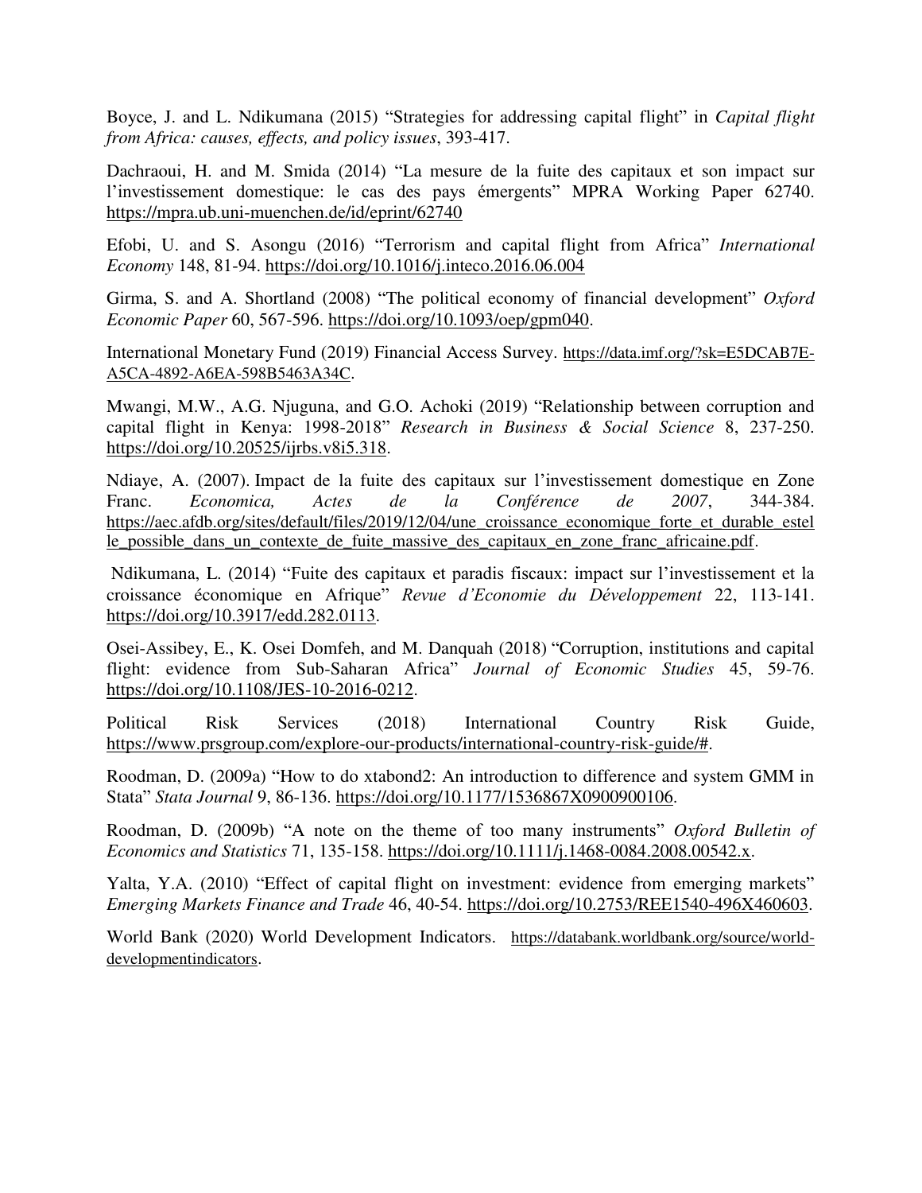Boyce, J. and L. Ndikumana (2015) "Strategies for addressing capital flight" in *Capital flight from Africa: causes, effects, and policy issues*, 393-417.

Dachraoui, H. and M. Smida (2014) "La mesure de la fuite des capitaux et son impact sur l'investissement domestique: le cas des pays émergents" MPRA Working Paper 62740. https://mpra.ub.uni-muenchen.de/id/eprint/62740

Efobi, U. and S. Asongu (2016) "Terrorism and capital flight from Africa" *International Economy* 148, 81-94. https://doi.org/10.1016/j.inteco.2016.06.004

Girma, S. and A. Shortland (2008) "The political economy of financial development" *Oxford Economic Paper* 60, 567-596. https://doi.org/10.1093/oep/gpm040.

International Monetary Fund (2019) Financial Access Survey. https://data.imf.org/?sk=E5DCAB7E-A5CA-4892-A6EA-598B5463A34C.

Mwangi, M.W., A.G. Njuguna, and G.O. Achoki (2019) "Relationship between corruption and capital flight in Kenya: 1998-2018" *Research in Business & Social Science* 8, 237-250. https://doi.org/10.20525/ijrbs.v8i5.318.

Ndiaye, A. (2007). Impact de la fuite des capitaux sur l'investissement domestique en Zone Franc. *Economica, Actes de la Conférence de 2007*, 344-384. https://aec.afdb.org/sites/default/files/2019/12/04/une_croissance_economique_forte_et_durable_estelle_possible_dans_un_contexte_de_fuite_massive_des_capitaux_en_zone_franc_africaine.pdf.

Ndikumana, L. (2014) "Fuite des capitaux et paradis fiscaux: impact sur l'investissement et la croissance économique en Afrique" *Revue d'Economie du Développement* 22, 113-141. https://doi.org/10.3917/edd.282.0113.

Osei-Assibey, E., K. Osei Domfeh, and M. Danquah (2018) "Corruption, institutions and capital flight: evidence from Sub-Saharan Africa" *Journal of Economic Studies* 45, 59-76. https://doi.org/10.1108/JES-10-2016-0212.

Political Risk Services (2018) International Country Risk Guide, https://www.prsgroup.com/explore-our-products/international-country-risk-guide/#.

Roodman, D. (2009a) "How to do xtabond2: An introduction to difference and system GMM in Stata" *Stata Journal* 9, 86-136. https://doi.org/10.1177/1536867X0900900106.

Roodman, D. (2009b) "A note on the theme of too many instruments" *Oxford Bulletin of Economics and Statistics* 71, 135-158. https://doi.org/10.1111/j.1468-0084.2008.00542.x.

Yalta, Y.A. (2010) "Effect of capital flight on investment: evidence from emerging markets" *Emerging Markets Finance and Trade* 46, 40-54. https://doi.org/10.2753/REE1540-496X460603.

World Bank (2020) World Development Indicators. https://databank.worldbank.org/source/world-developmentindicators.